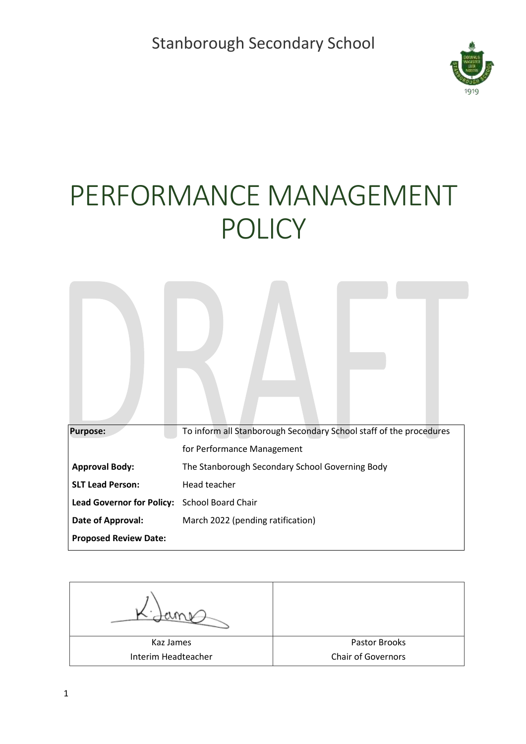Stanborough Secondary School

# PERFORMANCE MANAGEMENT POLICY

DRAFT

| | |
|---|---|
| **Purpose:** | To inform all Stanborough Secondary School staff of the procedures for Performance Management |
| **Approval Body:** | The Stanborough Secondary School Governing Body |
| **SLT Lead Person:** | Head teacher |
| **Lead Governor for Policy:** | School Board Chair |
| **Date of Approval:** | March 2022 (pending ratification) |
| **Proposed Review Date:** | |

| | |
|---|---|
| K. James | |
| Kaz James<br>Interim Headteacher | Pastor Brooks<br>Chair of Governors |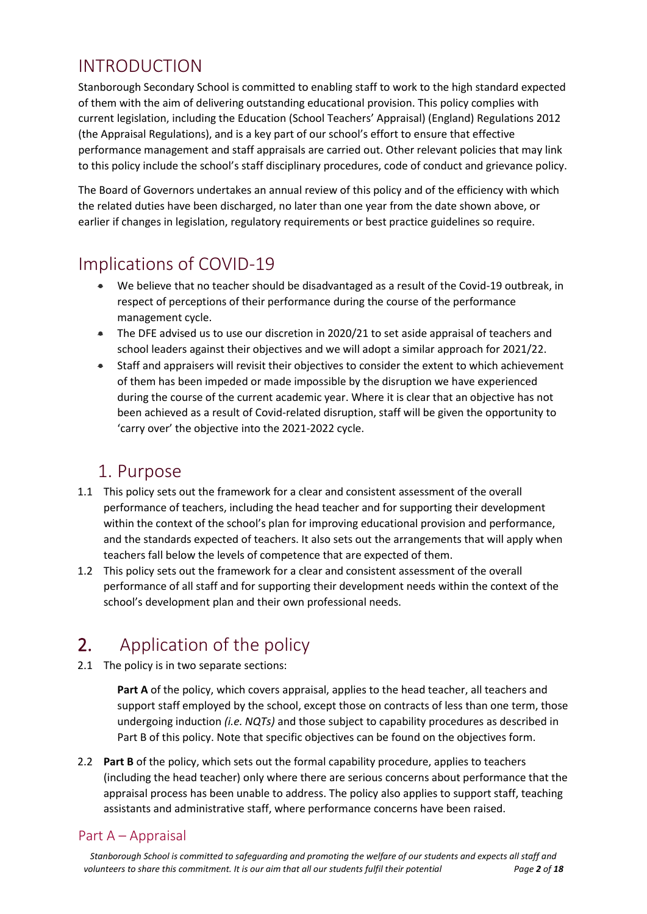# INTRODUCTION

Stanborough Secondary School is committed to enabling staff to work to the high standard expected of them with the aim of delivering outstanding educational provision. This policy complies with current legislation, including the Education (School Teachers' Appraisal) (England) Regulations 2012 (the Appraisal Regulations), and is a key part of our school's effort to ensure that effective performance management and staff appraisals are carried out. Other relevant policies that may link to this policy include the school's staff disciplinary procedures, code of conduct and grievance policy.

The Board of Governors undertakes an annual review of this policy and of the efficiency with which the related duties have been discharged, no later than one year from the date shown above, or earlier if changes in legislation, regulatory requirements or best practice guidelines so require.

# Implications of COVID-19

- We believe that no teacher should be disadvantaged as a result of the Covid-19 outbreak, in respect of perceptions of their performance during the course of the performance management cycle.
- The DFE advised us to use our discretion in 2020/21 to set aside appraisal of teachers and school leaders against their objectives and we will adopt a similar approach for 2021/22.
- Staff and appraisers will revisit their objectives to consider the extent to which achievement of them has been impeded or made impossible by the disruption we have experienced during the course of the current academic year. Where it is clear that an objective has not been achieved as a result of Covid-related disruption, staff will be given the opportunity to 'carry over' the objective into the 2021-2022 cycle.

## 1. Purpose

1.1 This policy sets out the framework for a clear and consistent assessment of the overall performance of teachers, including the head teacher and for supporting their development within the context of the school's plan for improving educational provision and performance, and the standards expected of teachers. It also sets out the arrangements that will apply when teachers fall below the levels of competence that are expected of them.

1.2 This policy sets out the framework for a clear and consistent assessment of the overall performance of all staff and for supporting their development needs within the context of the school's development plan and their own professional needs.

# 2. Application of the policy

2.1 The policy is in two separate sections:

> **Part A** of the policy, which covers appraisal, applies to the head teacher, all teachers and support staff employed by the school, except those on contracts of less than one term, those undergoing induction *(i.e. NQTs)* and those subject to capability procedures as described in Part B of this policy. Note that specific objectives can be found on the objectives form.

2.2 **Part B** of the policy, which sets out the formal capability procedure, applies to teachers (including the head teacher) only where there are serious concerns about performance that the appraisal process has been unable to address. The policy also applies to support staff, teaching assistants and administrative staff, where performance concerns have been raised.

## Part A – Appraisal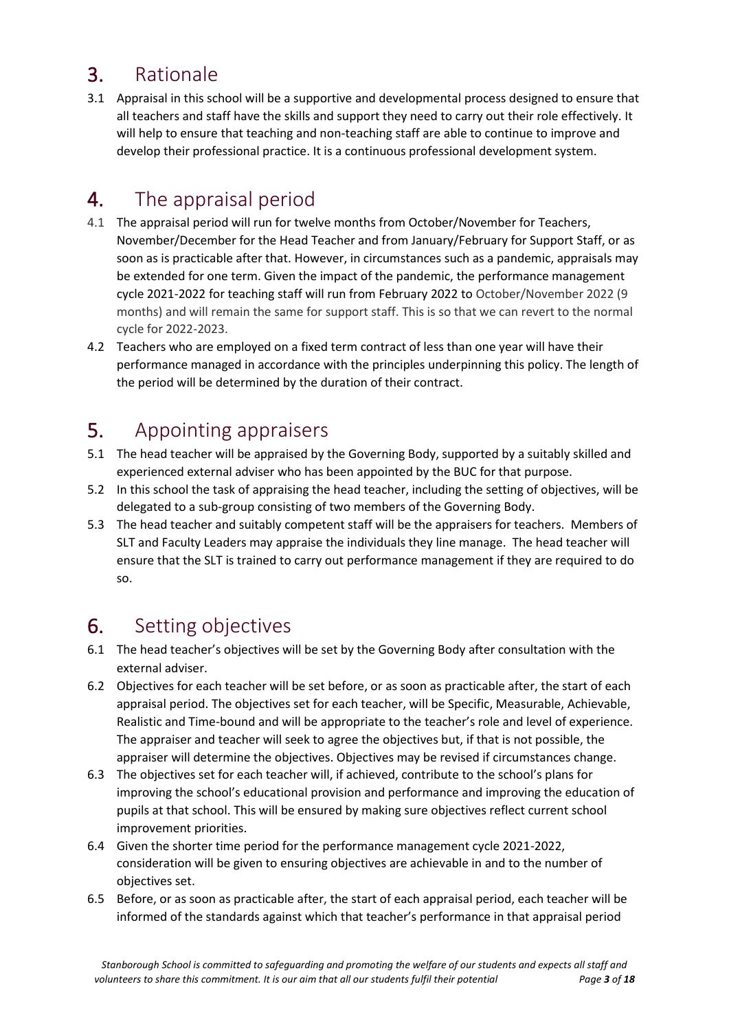## 3. Rationale

3.1 Appraisal in this school will be a supportive and developmental process designed to ensure that all teachers and staff have the skills and support they need to carry out their role effectively. It will help to ensure that teaching and non-teaching staff are able to continue to improve and develop their professional practice. It is a continuous professional development system.

## 4. The appraisal period

4.1 The appraisal period will run for twelve months from October/November for Teachers, November/December for the Head Teacher and from January/February for Support Staff, or as soon as is practicable after that. However, in circumstances such as a pandemic, appraisals may be extended for one term. Given the impact of the pandemic, the performance management cycle 2021-2022 for teaching staff will run from February 2022 to October/November 2022 (9 months) and will remain the same for support staff. This is so that we can revert to the normal cycle for 2022-2023.

4.2 Teachers who are employed on a fixed term contract of less than one year will have their performance managed in accordance with the principles underpinning this policy. The length of the period will be determined by the duration of their contract.

## 5. Appointing appraisers

5.1 The head teacher will be appraised by the Governing Body, supported by a suitably skilled and experienced external adviser who has been appointed by the BUC for that purpose.

5.2 In this school the task of appraising the head teacher, including the setting of objectives, will be delegated to a sub-group consisting of two members of the Governing Body.

5.3 The head teacher and suitably competent staff will be the appraisers for teachers. Members of SLT and Faculty Leaders may appraise the individuals they line manage. The head teacher will ensure that the SLT is trained to carry out performance management if they are required to do so.

## 6. Setting objectives

6.1 The head teacher's objectives will be set by the Governing Body after consultation with the external adviser.

6.2 Objectives for each teacher will be set before, or as soon as practicable after, the start of each appraisal period. The objectives set for each teacher, will be Specific, Measurable, Achievable, Realistic and Time-bound and will be appropriate to the teacher's role and level of experience. The appraiser and teacher will seek to agree the objectives but, if that is not possible, the appraiser will determine the objectives. Objectives may be revised if circumstances change.

6.3 The objectives set for each teacher will, if achieved, contribute to the school's plans for improving the school's educational provision and performance and improving the education of pupils at that school. This will be ensured by making sure objectives reflect current school improvement priorities.

6.4 Given the shorter time period for the performance management cycle 2021-2022, consideration will be given to ensuring objectives are achievable in and to the number of objectives set.

6.5 Before, or as soon as practicable after, the start of each appraisal period, each teacher will be informed of the standards against which that teacher's performance in that appraisal period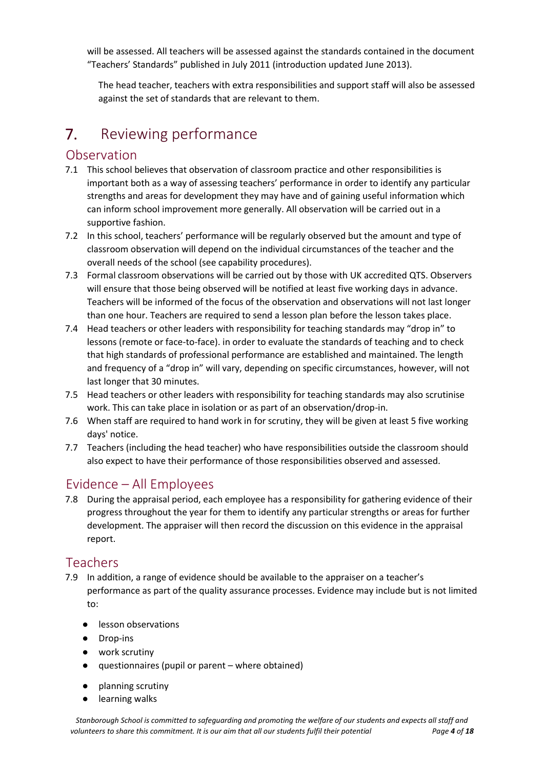will be assessed. All teachers will be assessed against the standards contained in the document "Teachers' Standards" published in July 2011 (introduction updated June 2013).

The head teacher, teachers with extra responsibilities and support staff will also be assessed against the set of standards that are relevant to them.

# 7. Reviewing performance

## Observation

7.1 This school believes that observation of classroom practice and other responsibilities is important both as a way of assessing teachers' performance in order to identify any particular strengths and areas for development they may have and of gaining useful information which can inform school improvement more generally. All observation will be carried out in a supportive fashion.

7.2 In this school, teachers' performance will be regularly observed but the amount and type of classroom observation will depend on the individual circumstances of the teacher and the overall needs of the school (see capability procedures).

7.3 Formal classroom observations will be carried out by those with UK accredited QTS. Observers will ensure that those being observed will be notified at least five working days in advance. Teachers will be informed of the focus of the observation and observations will not last longer than one hour. Teachers are required to send a lesson plan before the lesson takes place.

7.4 Head teachers or other leaders with responsibility for teaching standards may "drop in" to lessons (remote or face-to-face). in order to evaluate the standards of teaching and to check that high standards of professional performance are established and maintained. The length and frequency of a "drop in" will vary, depending on specific circumstances, however, will not last longer that 30 minutes.

7.5 Head teachers or other leaders with responsibility for teaching standards may also scrutinise work. This can take place in isolation or as part of an observation/drop-in.

7.6 When staff are required to hand work in for scrutiny, they will be given at least 5 five working days' notice.

7.7 Teachers (including the head teacher) who have responsibilities outside the classroom should also expect to have their performance of those responsibilities observed and assessed.

## Evidence – All Employees

7.8 During the appraisal period, each employee has a responsibility for gathering evidence of their progress throughout the year for them to identify any particular strengths or areas for further development. The appraiser will then record the discussion on this evidence in the appraisal report.

## Teachers

7.9 In addition, a range of evidence should be available to the appraiser on a teacher's performance as part of the quality assurance processes. Evidence may include but is not limited to:

- lesson observations
- Drop-ins
- work scrutiny
- questionnaires (pupil or parent – where obtained)
- planning scrutiny
- learning walks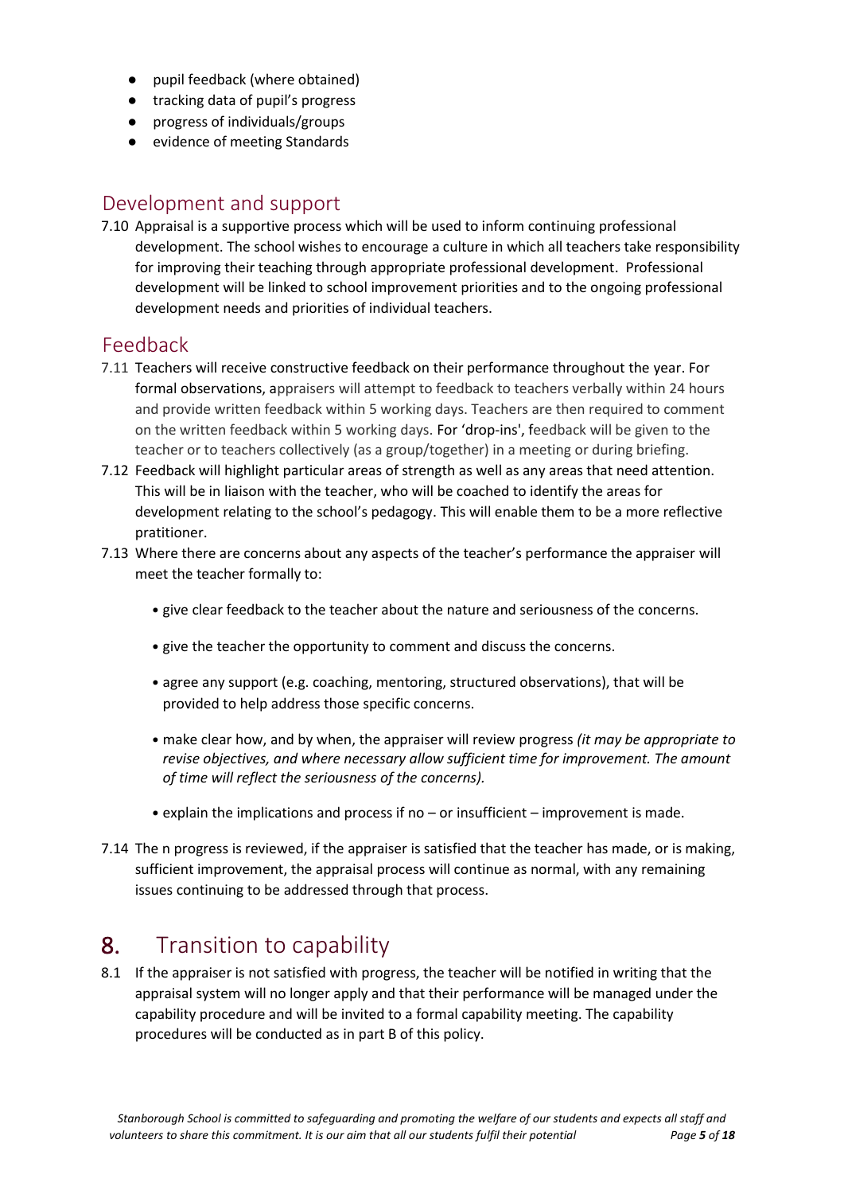- pupil feedback (where obtained)
- tracking data of pupil's progress
- progress of individuals/groups
- evidence of meeting Standards

## Development and support

7.10 Appraisal is a supportive process which will be used to inform continuing professional development. The school wishes to encourage a culture in which all teachers take responsibility for improving their teaching through appropriate professional development. Professional development will be linked to school improvement priorities and to the ongoing professional development needs and priorities of individual teachers.

## Feedback

7.11 Teachers will receive constructive feedback on their performance throughout the year. For formal observations, appraisers will attempt to feedback to teachers verbally within 24 hours and provide written feedback within 5 working days. Teachers are then required to comment on the written feedback within 5 working days. For 'drop-ins', feedback will be given to the teacher or to teachers collectively (as a group/together) in a meeting or during briefing.

7.12 Feedback will highlight particular areas of strength as well as any areas that need attention. This will be in liaison with the teacher, who will be coached to identify the areas for development relating to the school's pedagogy. This will enable them to be a more reflective pratitioner.

7.13 Where there are concerns about any aspects of the teacher's performance the appraiser will meet the teacher formally to:

- give clear feedback to the teacher about the nature and seriousness of the concerns.
- give the teacher the opportunity to comment and discuss the concerns.
- agree any support (e.g. coaching, mentoring, structured observations), that will be provided to help address those specific concerns.
- make clear how, and by when, the appraiser will review progress *(it may be appropriate to revise objectives, and where necessary allow sufficient time for improvement. The amount of time will reflect the seriousness of the concerns).*
- explain the implications and process if no – or insufficient – improvement is made.

7.14 The n progress is reviewed, if the appraiser is satisfied that the teacher has made, or is making, sufficient improvement, the appraisal process will continue as normal, with any remaining issues continuing to be addressed through that process.

# 8. Transition to capability

8.1 If the appraiser is not satisfied with progress, the teacher will be notified in writing that the appraisal system will no longer apply and that their performance will be managed under the capability procedure and will be invited to a formal capability meeting. The capability procedures will be conducted as in part B of this policy.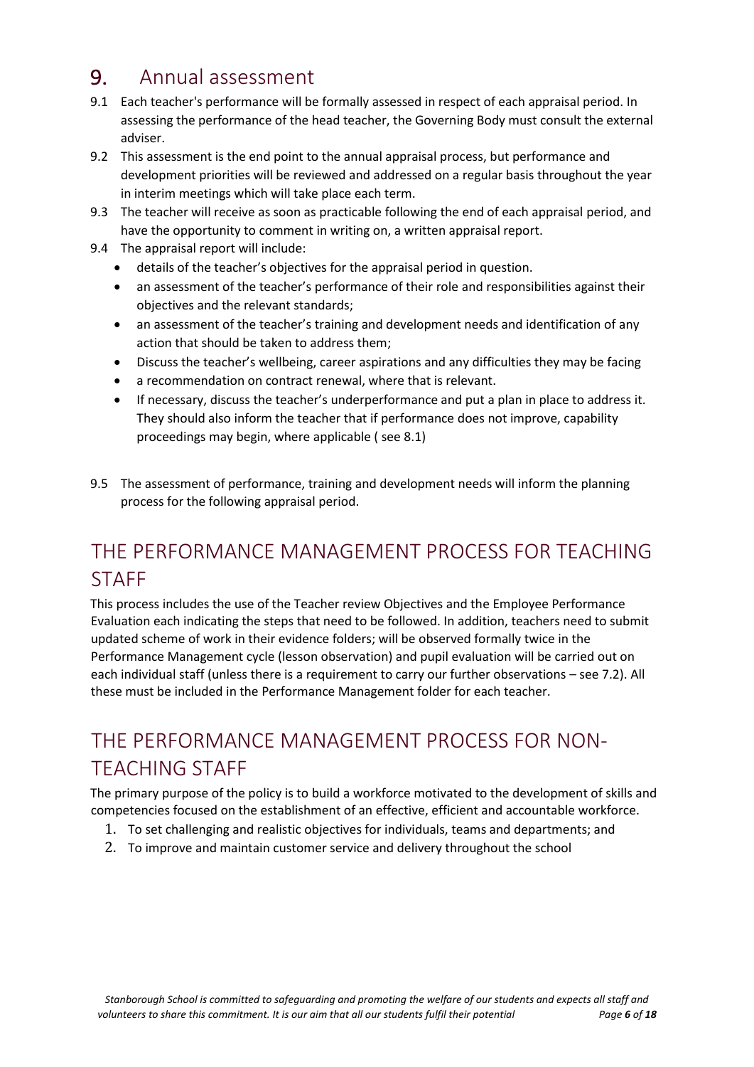## 9. Annual assessment

9.1 Each teacher's performance will be formally assessed in respect of each appraisal period. In assessing the performance of the head teacher, the Governing Body must consult the external adviser.

9.2 This assessment is the end point to the annual appraisal process, but performance and development priorities will be reviewed and addressed on a regular basis throughout the year in interim meetings which will take place each term.

9.3 The teacher will receive as soon as practicable following the end of each appraisal period, and have the opportunity to comment in writing on, a written appraisal report.

9.4 The appraisal report will include:

- details of the teacher's objectives for the appraisal period in question.
- an assessment of the teacher's performance of their role and responsibilities against their objectives and the relevant standards;
- an assessment of the teacher's training and development needs and identification of any action that should be taken to address them;
- Discuss the teacher's wellbeing, career aspirations and any difficulties they may be facing
- a recommendation on contract renewal, where that is relevant.
- If necessary, discuss the teacher's underperformance and put a plan in place to address it. They should also inform the teacher that if performance does not improve, capability proceedings may begin, where applicable ( see 8.1)

9.5 The assessment of performance, training and development needs will inform the planning process for the following appraisal period.

## THE PERFORMANCE MANAGEMENT PROCESS FOR TEACHING STAFF

This process includes the use of the Teacher review Objectives and the Employee Performance Evaluation each indicating the steps that need to be followed. In addition, teachers need to submit updated scheme of work in their evidence folders; will be observed formally twice in the Performance Management cycle (lesson observation) and pupil evaluation will be carried out on each individual staff (unless there is a requirement to carry our further observations – see 7.2). All these must be included in the Performance Management folder for each teacher.

## THE PERFORMANCE MANAGEMENT PROCESS FOR NON-TEACHING STAFF

The primary purpose of the policy is to build a workforce motivated to the development of skills and competencies focused on the establishment of an effective, efficient and accountable workforce.

1. To set challenging and realistic objectives for individuals, teams and departments; and
2. To improve and maintain customer service and delivery throughout the school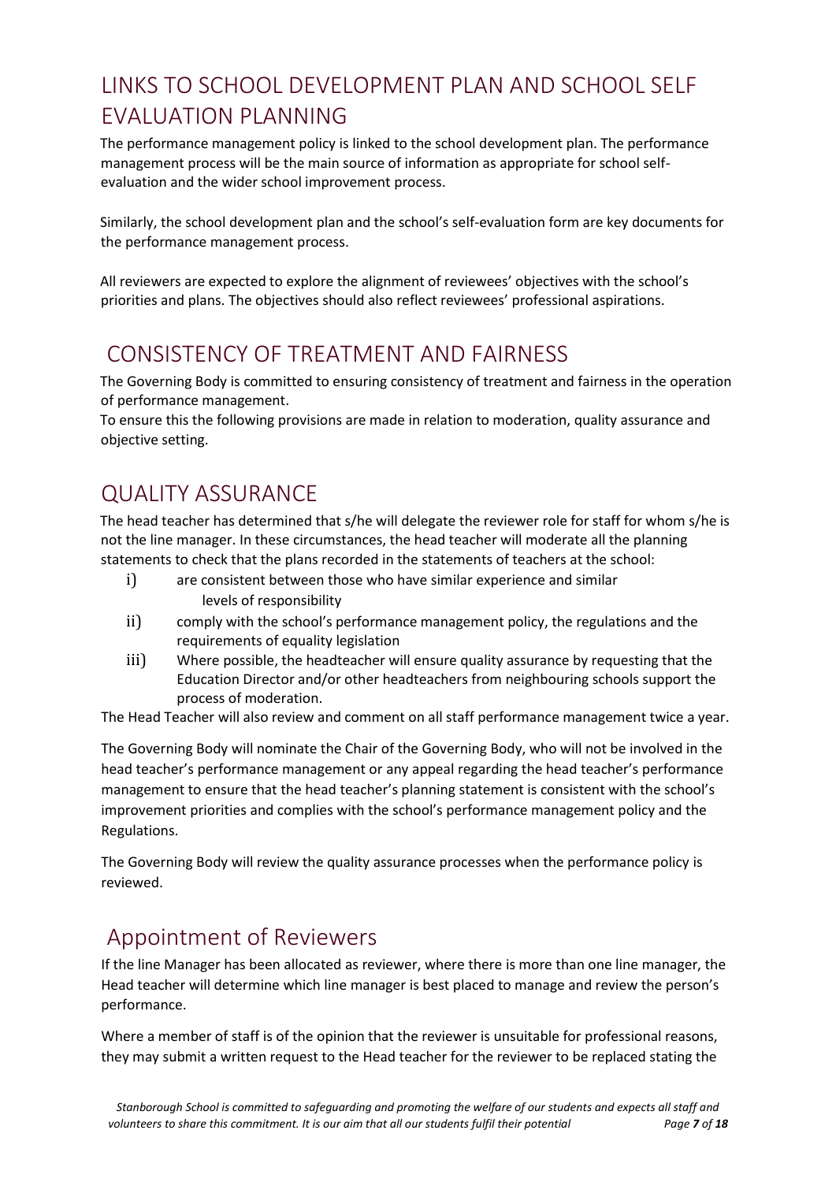## LINKS TO SCHOOL DEVELOPMENT PLAN AND SCHOOL SELF EVALUATION PLANNING

The performance management policy is linked to the school development plan. The performance management process will be the main source of information as appropriate for school self-evaluation and the wider school improvement process.

Similarly, the school development plan and the school's self-evaluation form are key documents for the performance management process.

All reviewers are expected to explore the alignment of reviewees' objectives with the school's priorities and plans. The objectives should also reflect reviewees' professional aspirations.

## CONSISTENCY OF TREATMENT AND FAIRNESS

The Governing Body is committed to ensuring consistency of treatment and fairness in the operation of performance management.

To ensure this the following provisions are made in relation to moderation, quality assurance and objective setting.

## QUALITY ASSURANCE

The head teacher has determined that s/he will delegate the reviewer role for staff for whom s/he is not the line manager. In these circumstances, the head teacher will moderate all the planning statements to check that the plans recorded in the statements of teachers at the school:

i) are consistent between those who have similar experience and similar levels of responsibility
ii) comply with the school's performance management policy, the regulations and the requirements of equality legislation
iii) Where possible, the headteacher will ensure quality assurance by requesting that the Education Director and/or other headteachers from neighbouring schools support the process of moderation.

The Head Teacher will also review and comment on all staff performance management twice a year.

The Governing Body will nominate the Chair of the Governing Body, who will not be involved in the head teacher's performance management or any appeal regarding the head teacher's performance management to ensure that the head teacher's planning statement is consistent with the school's improvement priorities and complies with the school's performance management policy and the Regulations.

The Governing Body will review the quality assurance processes when the performance policy is reviewed.

## Appointment of Reviewers

If the line Manager has been allocated as reviewer, where there is more than one line manager, the Head teacher will determine which line manager is best placed to manage and review the person's performance.

Where a member of staff is of the opinion that the reviewer is unsuitable for professional reasons, they may submit a written request to the Head teacher for the reviewer to be replaced stating the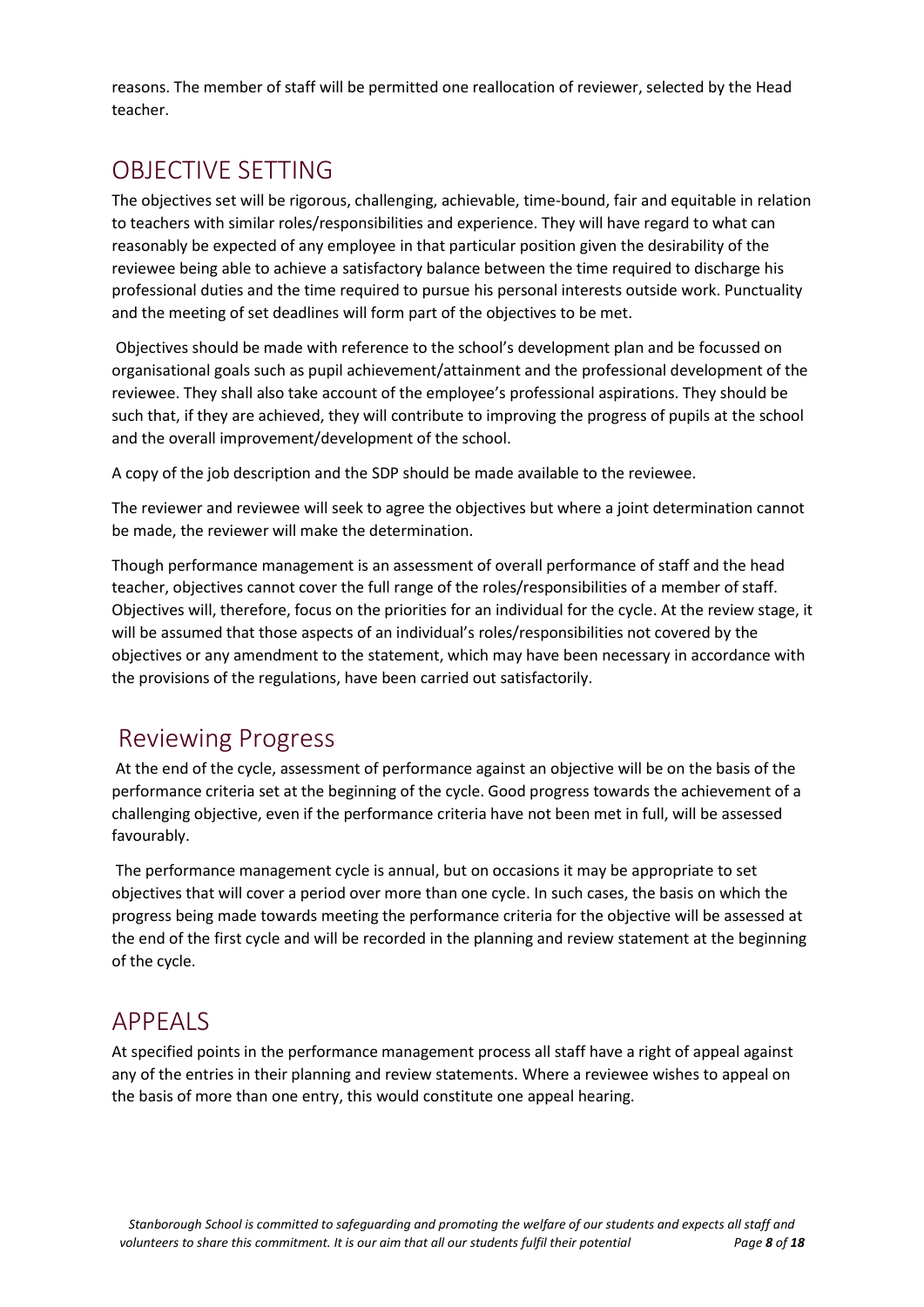reasons. The member of staff will be permitted one reallocation of reviewer, selected by the Head teacher.

## OBJECTIVE SETTING

The objectives set will be rigorous, challenging, achievable, time-bound, fair and equitable in relation to teachers with similar roles/responsibilities and experience. They will have regard to what can reasonably be expected of any employee in that particular position given the desirability of the reviewee being able to achieve a satisfactory balance between the time required to discharge his professional duties and the time required to pursue his personal interests outside work. Punctuality and the meeting of set deadlines will form part of the objectives to be met.

Objectives should be made with reference to the school's development plan and be focussed on organisational goals such as pupil achievement/attainment and the professional development of the reviewee. They shall also take account of the employee's professional aspirations. They should be such that, if they are achieved, they will contribute to improving the progress of pupils at the school and the overall improvement/development of the school.

A copy of the job description and the SDP should be made available to the reviewee.

The reviewer and reviewee will seek to agree the objectives but where a joint determination cannot be made, the reviewer will make the determination.

Though performance management is an assessment of overall performance of staff and the head teacher, objectives cannot cover the full range of the roles/responsibilities of a member of staff. Objectives will, therefore, focus on the priorities for an individual for the cycle. At the review stage, it will be assumed that those aspects of an individual's roles/responsibilities not covered by the objectives or any amendment to the statement, which may have been necessary in accordance with the provisions of the regulations, have been carried out satisfactorily.

## Reviewing Progress

At the end of the cycle, assessment of performance against an objective will be on the basis of the performance criteria set at the beginning of the cycle. Good progress towards the achievement of a challenging objective, even if the performance criteria have not been met in full, will be assessed favourably.

The performance management cycle is annual, but on occasions it may be appropriate to set objectives that will cover a period over more than one cycle. In such cases, the basis on which the progress being made towards meeting the performance criteria for the objective will be assessed at the end of the first cycle and will be recorded in the planning and review statement at the beginning of the cycle.

## APPEALS

At specified points in the performance management process all staff have a right of appeal against any of the entries in their planning and review statements. Where a reviewee wishes to appeal on the basis of more than one entry, this would constitute one appeal hearing.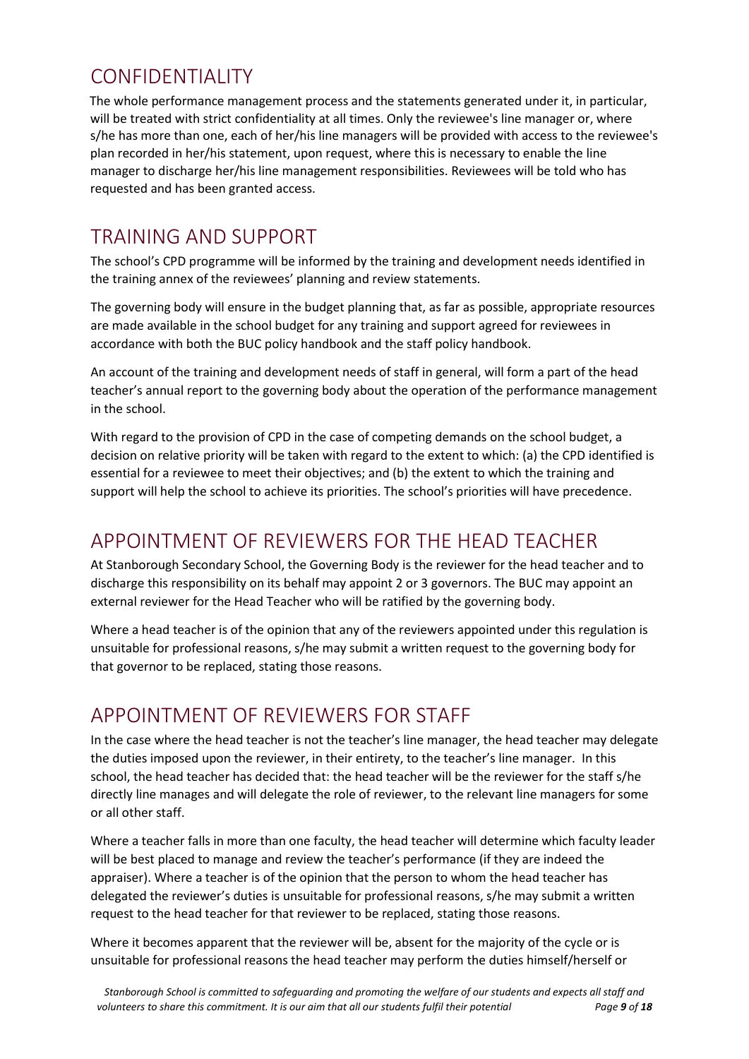## CONFIDENTIALITY

The whole performance management process and the statements generated under it, in particular, will be treated with strict confidentiality at all times. Only the reviewee's line manager or, where s/he has more than one, each of her/his line managers will be provided with access to the reviewee's plan recorded in her/his statement, upon request, where this is necessary to enable the line manager to discharge her/his line management responsibilities. Reviewees will be told who has requested and has been granted access.

## TRAINING AND SUPPORT

The school's CPD programme will be informed by the training and development needs identified in the training annex of the reviewees' planning and review statements.

The governing body will ensure in the budget planning that, as far as possible, appropriate resources are made available in the school budget for any training and support agreed for reviewees in accordance with both the BUC policy handbook and the staff policy handbook.

An account of the training and development needs of staff in general, will form a part of the head teacher's annual report to the governing body about the operation of the performance management in the school.

With regard to the provision of CPD in the case of competing demands on the school budget, a decision on relative priority will be taken with regard to the extent to which: (a) the CPD identified is essential for a reviewee to meet their objectives; and (b) the extent to which the training and support will help the school to achieve its priorities. The school's priorities will have precedence.

## APPOINTMENT OF REVIEWERS FOR THE HEAD TEACHER

At Stanborough Secondary School, the Governing Body is the reviewer for the head teacher and to discharge this responsibility on its behalf may appoint 2 or 3 governors. The BUC may appoint an external reviewer for the Head Teacher who will be ratified by the governing body.

Where a head teacher is of the opinion that any of the reviewers appointed under this regulation is unsuitable for professional reasons, s/he may submit a written request to the governing body for that governor to be replaced, stating those reasons.

## APPOINTMENT OF REVIEWERS FOR STAFF

In the case where the head teacher is not the teacher's line manager, the head teacher may delegate the duties imposed upon the reviewer, in their entirety, to the teacher's line manager. In this school, the head teacher has decided that: the head teacher will be the reviewer for the staff s/he directly line manages and will delegate the role of reviewer, to the relevant line managers for some or all other staff.

Where a teacher falls in more than one faculty, the head teacher will determine which faculty leader will be best placed to manage and review the teacher's performance (if they are indeed the appraiser). Where a teacher is of the opinion that the person to whom the head teacher has delegated the reviewer's duties is unsuitable for professional reasons, s/he may submit a written request to the head teacher for that reviewer to be replaced, stating those reasons.

Where it becomes apparent that the reviewer will be, absent for the majority of the cycle or is unsuitable for professional reasons the head teacher may perform the duties himself/herself or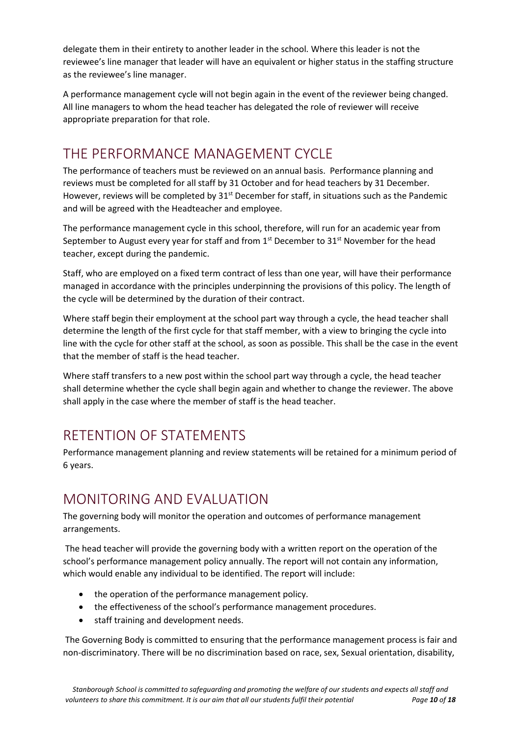delegate them in their entirety to another leader in the school. Where this leader is not the reviewee's line manager that leader will have an equivalent or higher status in the staffing structure as the reviewee's line manager.

A performance management cycle will not begin again in the event of the reviewer being changed. All line managers to whom the head teacher has delegated the role of reviewer will receive appropriate preparation for that role.

## THE PERFORMANCE MANAGEMENT CYCLE

The performance of teachers must be reviewed on an annual basis. Performance planning and reviews must be completed for all staff by 31 October and for head teachers by 31 December. However, reviews will be completed by 31st December for staff, in situations such as the Pandemic and will be agreed with the Headteacher and employee.

The performance management cycle in this school, therefore, will run for an academic year from September to August every year for staff and from 1st December to 31st November for the head teacher, except during the pandemic.

Staff, who are employed on a fixed term contract of less than one year, will have their performance managed in accordance with the principles underpinning the provisions of this policy. The length of the cycle will be determined by the duration of their contract.

Where staff begin their employment at the school part way through a cycle, the head teacher shall determine the length of the first cycle for that staff member, with a view to bringing the cycle into line with the cycle for other staff at the school, as soon as possible. This shall be the case in the event that the member of staff is the head teacher.

Where staff transfers to a new post within the school part way through a cycle, the head teacher shall determine whether the cycle shall begin again and whether to change the reviewer. The above shall apply in the case where the member of staff is the head teacher.

## RETENTION OF STATEMENTS

Performance management planning and review statements will be retained for a minimum period of 6 years.

## MONITORING AND EVALUATION

The governing body will monitor the operation and outcomes of performance management arrangements.

The head teacher will provide the governing body with a written report on the operation of the school's performance management policy annually. The report will not contain any information, which would enable any individual to be identified. The report will include:

- the operation of the performance management policy.
- the effectiveness of the school's performance management procedures.
- staff training and development needs.

The Governing Body is committed to ensuring that the performance management process is fair and non-discriminatory. There will be no discrimination based on race, sex, Sexual orientation, disability,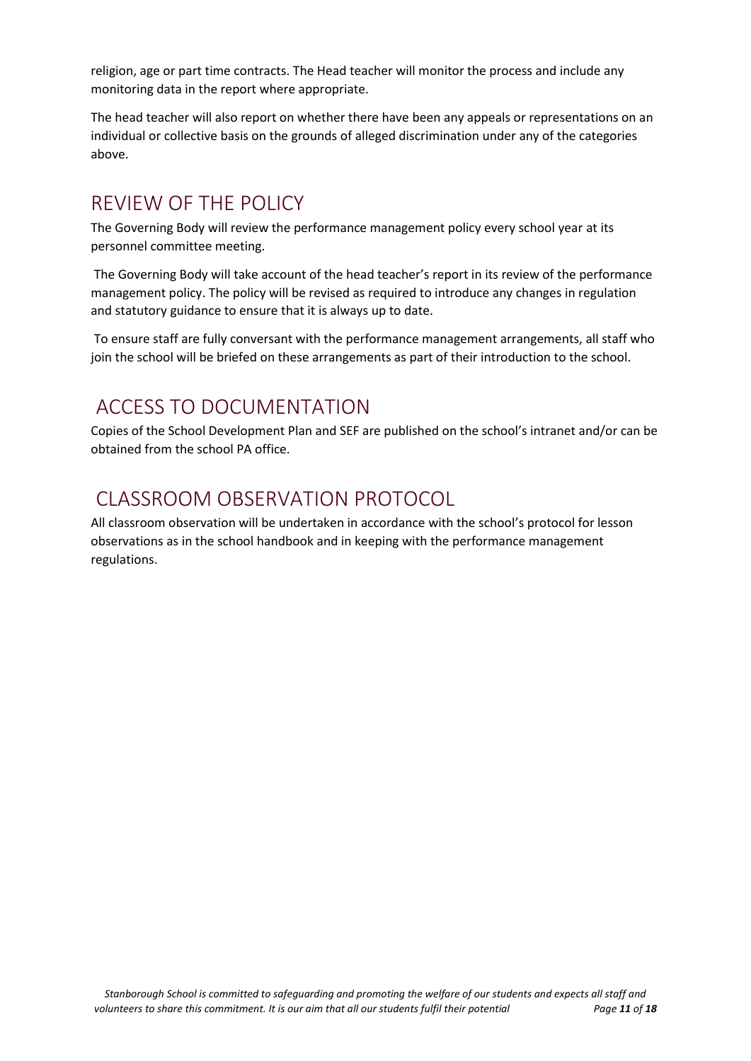religion, age or part time contracts. The Head teacher will monitor the process and include any monitoring data in the report where appropriate.

The head teacher will also report on whether there have been any appeals or representations on an individual or collective basis on the grounds of alleged discrimination under any of the categories above.

## REVIEW OF THE POLICY

The Governing Body will review the performance management policy every school year at its personnel committee meeting.

The Governing Body will take account of the head teacher's report in its review of the performance management policy. The policy will be revised as required to introduce any changes in regulation and statutory guidance to ensure that it is always up to date.

To ensure staff are fully conversant with the performance management arrangements, all staff who join the school will be briefed on these arrangements as part of their introduction to the school.

## ACCESS TO DOCUMENTATION

Copies of the School Development Plan and SEF are published on the school's intranet and/or can be obtained from the school PA office.

## CLASSROOM OBSERVATION PROTOCOL

All classroom observation will be undertaken in accordance with the school's protocol for lesson observations as in the school handbook and in keeping with the performance management regulations.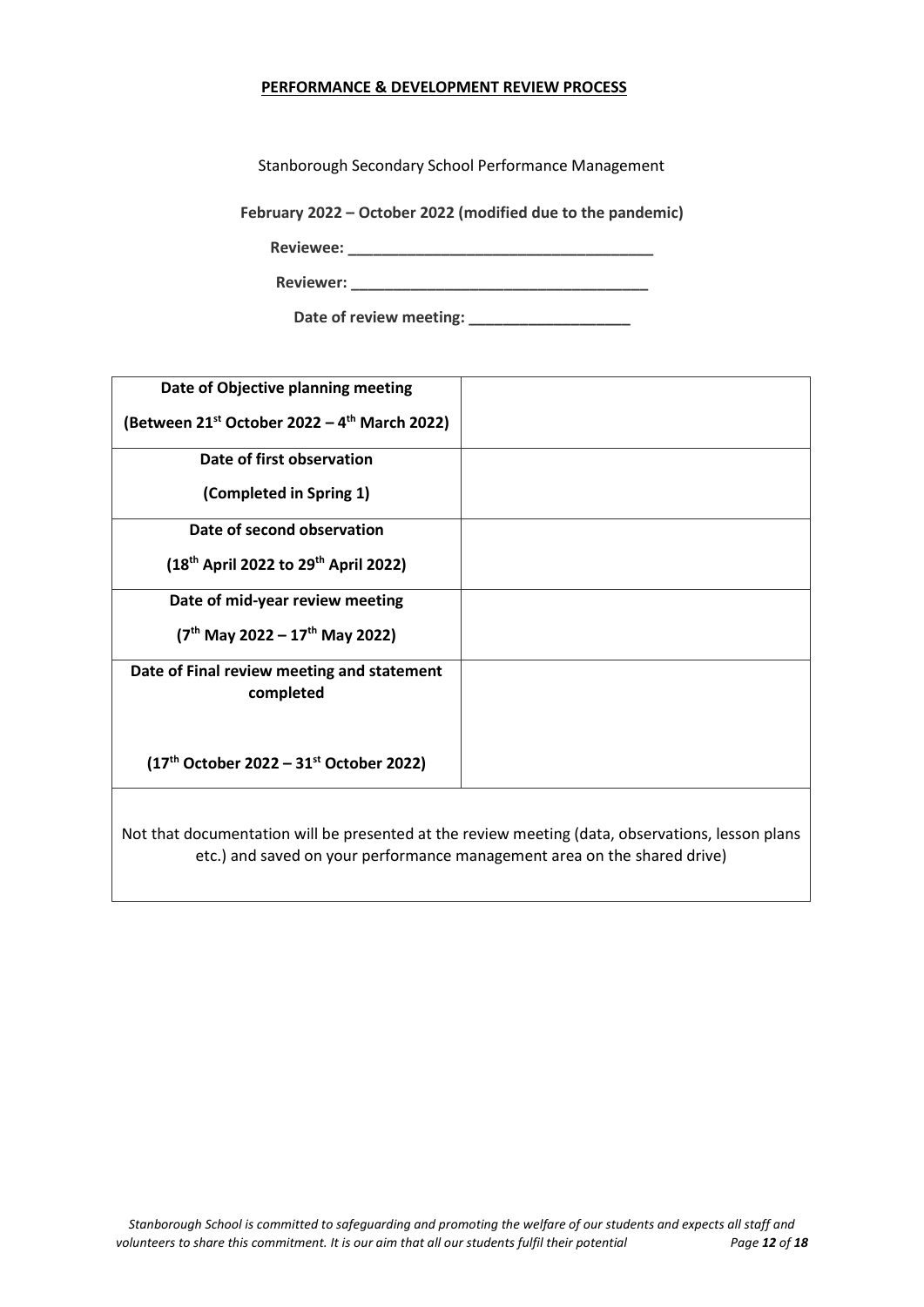**PERFORMANCE & DEVELOPMENT REVIEW PROCESS**

Stanborough Secondary School Performance Management

**February 2022 – October 2022 (modified due to the pandemic)**

**Reviewee: ___________________________________**

**Reviewer: ___________________________________**

**Date of review meeting: ___________________**

| | |
|---|---|
| **Date of Objective planning meeting**<br><br>**(Between 21st October 2022 – 4th March 2022)** | |
| **Date of first observation**<br><br>**(Completed in Spring 1)** | |
| **Date of second observation**<br><br>**(18th April 2022 to 29th April 2022)** | |
| **Date of mid-year review meeting**<br><br>**(7th May 2022 – 17th May 2022)** | |
| **Date of Final review meeting and statement completed**<br><br>**(17th October 2022 – 31st October 2022)** | |
| Not that documentation will be presented at the review meeting (data, observations, lesson plans etc.) and saved on your performance management area on the shared drive) | |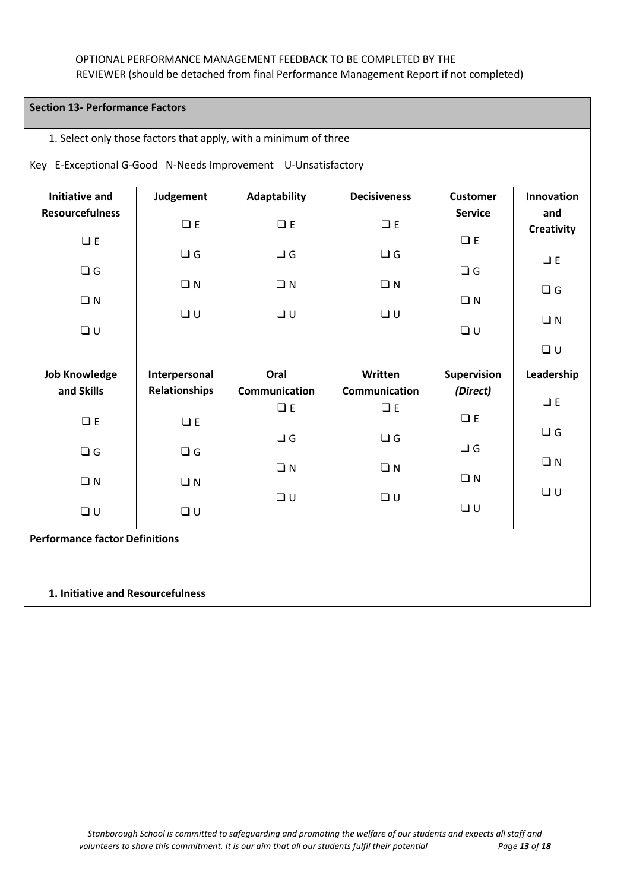OPTIONAL PERFORMANCE MANAGEMENT FEEDBACK TO BE COMPLETED BY THE REVIEWER (should be detached from final Performance Management Report if not completed)

## Section 13- Performance Factors

1. Select only those factors that apply, with a minimum of three

Key E-Exceptional G-Good N-Needs Improvement U-Unsatisfactory

| **Initiative and Resourcefulness** | **Judgement** | **Adaptability** | **Decisiveness** | **Customer Service** | **Innovation and Creativity** |
|---|---|---|---|---|---|
| ❑ E<br>❑ G<br>❑ N<br>❑ U | ❑ E<br>❑ G<br>❑ N<br>❑ U | ❑ E<br>❑ G<br>❑ N<br>❑ U | ❑ E<br>❑ G<br>❑ N<br>❑ U | ❑ E<br>❑ G<br>❑ N<br>❑ U | ❑ E<br>❑ G<br>❑ N<br>❑ U |
| **Job Knowledge and Skills** | **Interpersonal Relationships** | **Oral Communication** | **Written Communication** | **Supervision *(Direct)*** | **Leadership** |
| ❑ E<br>❑ G<br>❑ N<br>❑ U | ❑ E<br>❑ G<br>❑ N<br>❑ U | ❑ E<br>❑ G<br>❑ N<br>❑ U | ❑ E<br>❑ G<br>❑ N<br>❑ U | ❑ E<br>❑ G<br>❑ N<br>❑ U | ❑ E<br>❑ G<br>❑ N<br>❑ U |

**Performance factor Definitions**

**1. Initiative and Resourcefulness**

*Stanborough School is committed to safeguarding and promoting the welfare of our students and expects all staff and volunteers to share this commitment. It is our aim that all our students fulfil their potential*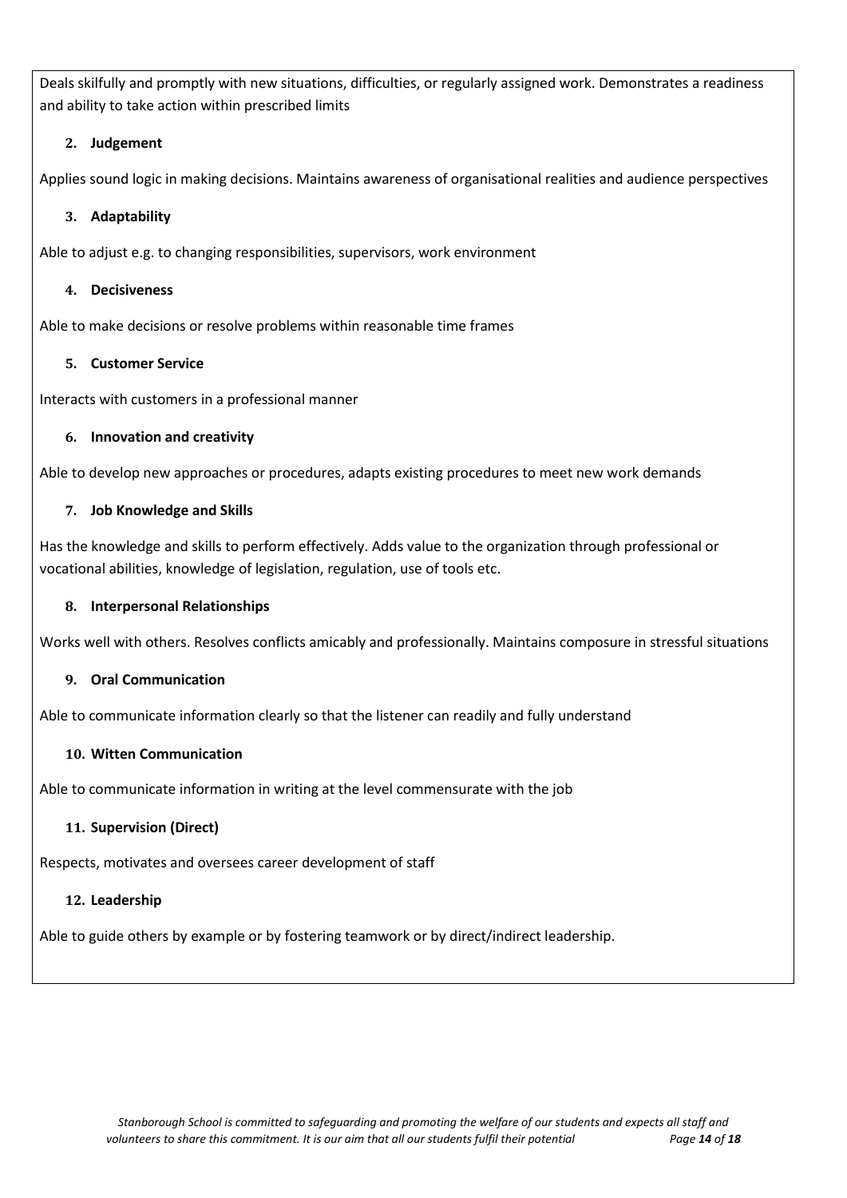Deals skilfully and promptly with new situations, difficulties, or regularly assigned work. Demonstrates a readiness and ability to take action within prescribed limits

**2. Judgement**

Applies sound logic in making decisions. Maintains awareness of organisational realities and audience perspectives

**3. Adaptability**

Able to adjust e.g. to changing responsibilities, supervisors, work environment

**4. Decisiveness**

Able to make decisions or resolve problems within reasonable time frames

**5. Customer Service**

Interacts with customers in a professional manner

**6. Innovation and creativity**

Able to develop new approaches or procedures, adapts existing procedures to meet new work demands

**7. Job Knowledge and Skills**

Has the knowledge and skills to perform effectively. Adds value to the organization through professional or vocational abilities, knowledge of legislation, regulation, use of tools etc.

**8. Interpersonal Relationships**

Works well with others. Resolves conflicts amicably and professionally. Maintains composure in stressful situations

**9. Oral Communication**

Able to communicate information clearly so that the listener can readily and fully understand

**10. Witten Communication**

Able to communicate information in writing at the level commensurate with the job

**11. Supervision (Direct)**

Respects, motivates and oversees career development of staff

**12. Leadership**

Able to guide others by example or by fostering teamwork or by direct/indirect leadership.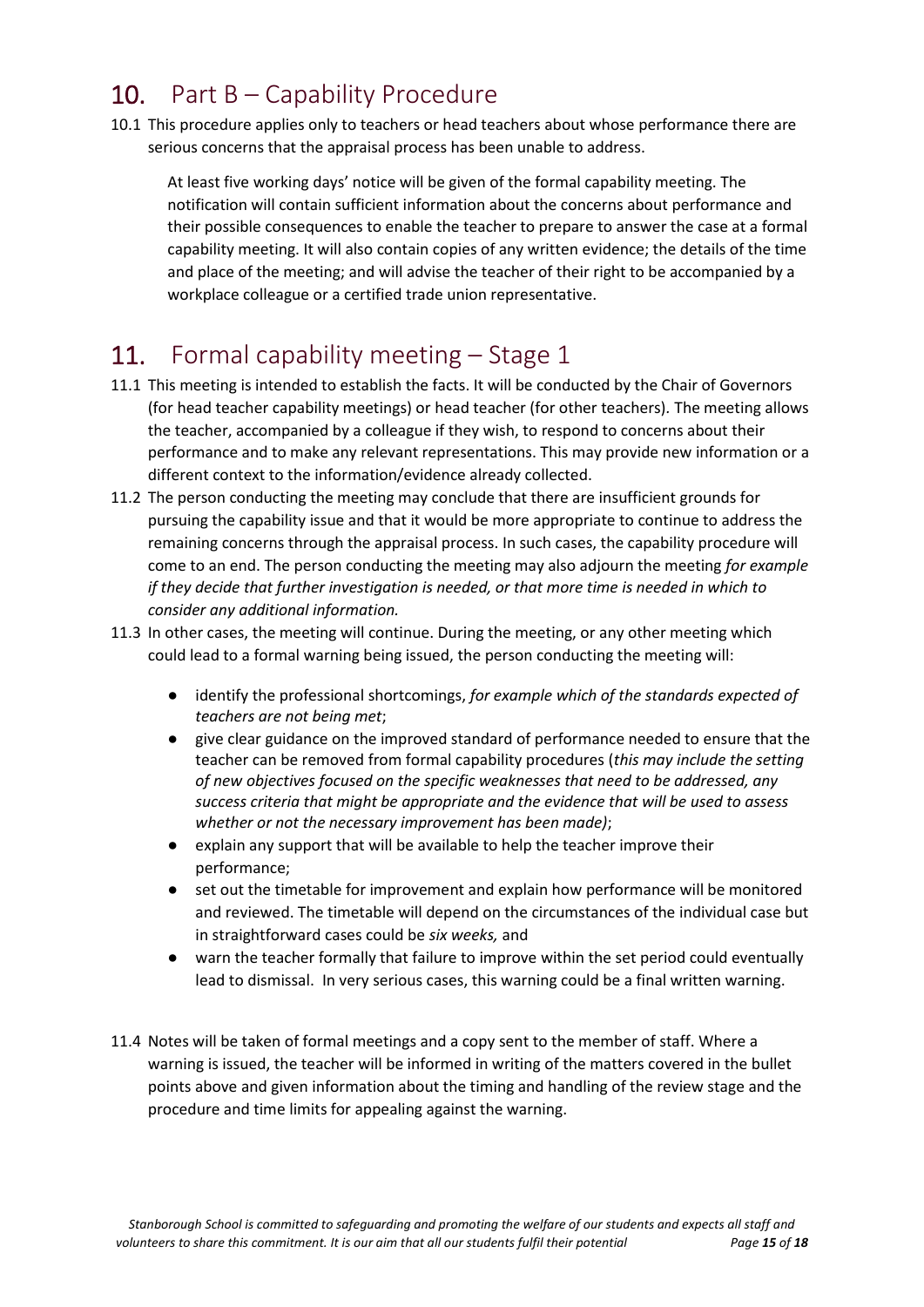## 10. Part B – Capability Procedure

10.1 This procedure applies only to teachers or head teachers about whose performance there are serious concerns that the appraisal process has been unable to address.

At least five working days' notice will be given of the formal capability meeting. The notification will contain sufficient information about the concerns about performance and their possible consequences to enable the teacher to prepare to answer the case at a formal capability meeting. It will also contain copies of any written evidence; the details of the time and place of the meeting; and will advise the teacher of their right to be accompanied by a workplace colleague or a certified trade union representative.

## 11. Formal capability meeting – Stage 1

11.1 This meeting is intended to establish the facts. It will be conducted by the Chair of Governors (for head teacher capability meetings) or head teacher (for other teachers). The meeting allows the teacher, accompanied by a colleague if they wish, to respond to concerns about their performance and to make any relevant representations. This may provide new information or a different context to the information/evidence already collected.

11.2 The person conducting the meeting may conclude that there are insufficient grounds for pursuing the capability issue and that it would be more appropriate to continue to address the remaining concerns through the appraisal process. In such cases, the capability procedure will come to an end. The person conducting the meeting may also adjourn the meeting *for example if they decide that further investigation is needed, or that more time is needed in which to consider any additional information.*

11.3 In other cases, the meeting will continue. During the meeting, or any other meeting which could lead to a formal warning being issued, the person conducting the meeting will:

- identify the professional shortcomings, *for example which of the standards expected of teachers are not being met*;
- give clear guidance on the improved standard of performance needed to ensure that the teacher can be removed from formal capability procedures (*this may include the setting of new objectives focused on the specific weaknesses that need to be addressed, any success criteria that might be appropriate and the evidence that will be used to assess whether or not the necessary improvement has been made)*;
- explain any support that will be available to help the teacher improve their performance;
- set out the timetable for improvement and explain how performance will be monitored and reviewed. The timetable will depend on the circumstances of the individual case but in straightforward cases could be *six weeks,* and
- warn the teacher formally that failure to improve within the set period could eventually lead to dismissal. In very serious cases, this warning could be a final written warning.

11.4 Notes will be taken of formal meetings and a copy sent to the member of staff. Where a warning is issued, the teacher will be informed in writing of the matters covered in the bullet points above and given information about the timing and handling of the review stage and the procedure and time limits for appealing against the warning.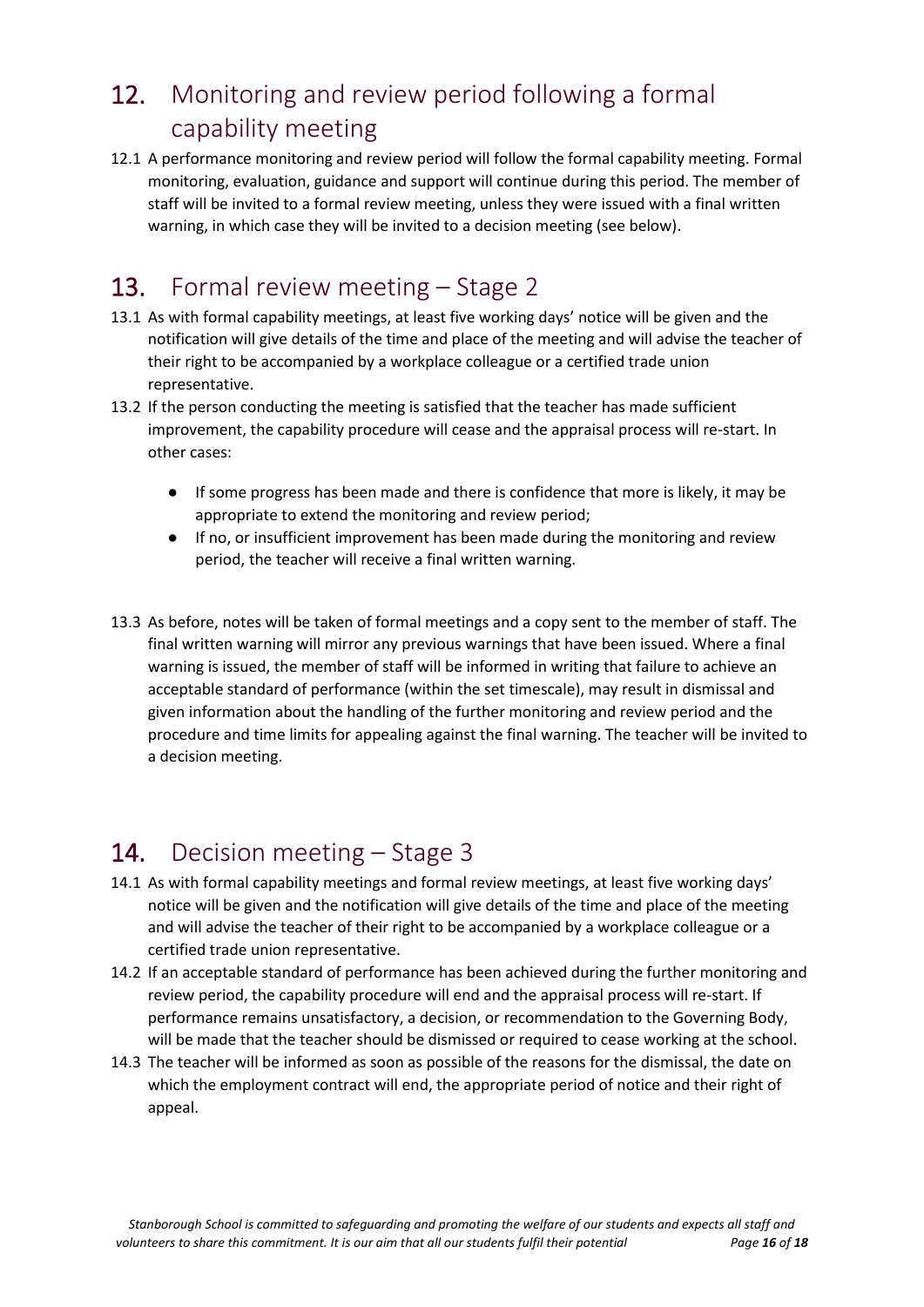## 12. Monitoring and review period following a formal capability meeting

12.1 A performance monitoring and review period will follow the formal capability meeting. Formal monitoring, evaluation, guidance and support will continue during this period. The member of staff will be invited to a formal review meeting, unless they were issued with a final written warning, in which case they will be invited to a decision meeting (see below).

## 13. Formal review meeting – Stage 2

13.1 As with formal capability meetings, at least five working days' notice will be given and the notification will give details of the time and place of the meeting and will advise the teacher of their right to be accompanied by a workplace colleague or a certified trade union representative.

13.2 If the person conducting the meeting is satisfied that the teacher has made sufficient improvement, the capability procedure will cease and the appraisal process will re-start. In other cases:

- If some progress has been made and there is confidence that more is likely, it may be appropriate to extend the monitoring and review period;
- If no, or insufficient improvement has been made during the monitoring and review period, the teacher will receive a final written warning.

13.3 As before, notes will be taken of formal meetings and a copy sent to the member of staff. The final written warning will mirror any previous warnings that have been issued. Where a final warning is issued, the member of staff will be informed in writing that failure to achieve an acceptable standard of performance (within the set timescale), may result in dismissal and given information about the handling of the further monitoring and review period and the procedure and time limits for appealing against the final warning. The teacher will be invited to a decision meeting.

## 14. Decision meeting – Stage 3

14.1 As with formal capability meetings and formal review meetings, at least five working days' notice will be given and the notification will give details of the time and place of the meeting and will advise the teacher of their right to be accompanied by a workplace colleague or a certified trade union representative.

14.2 If an acceptable standard of performance has been achieved during the further monitoring and review period, the capability procedure will end and the appraisal process will re-start. If performance remains unsatisfactory, a decision, or recommendation to the Governing Body, will be made that the teacher should be dismissed or required to cease working at the school.

14.3 The teacher will be informed as soon as possible of the reasons for the dismissal, the date on which the employment contract will end, the appropriate period of notice and their right of appeal.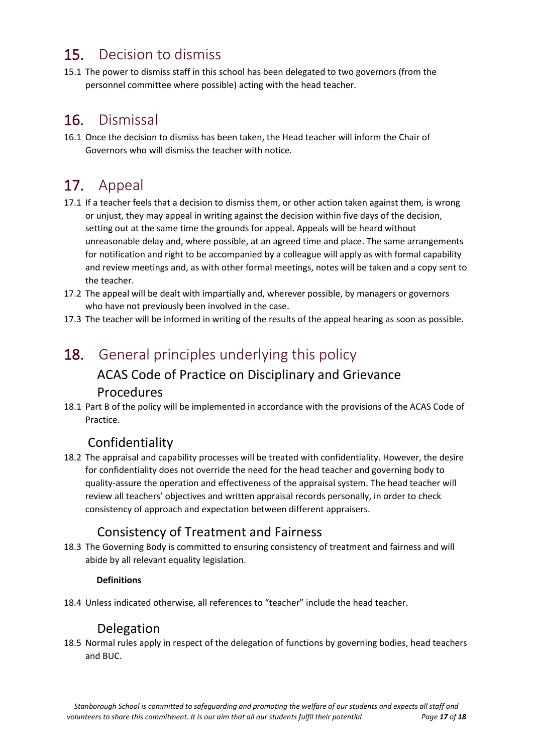## 15. Decision to dismiss

15.1 The power to dismiss staff in this school has been delegated to two governors (from the personnel committee where possible) acting with the head teacher.

## 16. Dismissal

16.1 Once the decision to dismiss has been taken, the Head teacher will inform the Chair of Governors who will dismiss the teacher with notice.

## 17. Appeal

17.1 If a teacher feels that a decision to dismiss them, or other action taken against them, is wrong or unjust, they may appeal in writing against the decision within five days of the decision, setting out at the same time the grounds for appeal. Appeals will be heard without unreasonable delay and, where possible, at an agreed time and place. The same arrangements for notification and right to be accompanied by a colleague will apply as with formal capability and review meetings and, as with other formal meetings, notes will be taken and a copy sent to the teacher.

17.2 The appeal will be dealt with impartially and, wherever possible, by managers or governors who have not previously been involved in the case.

17.3 The teacher will be informed in writing of the results of the appeal hearing as soon as possible.

## 18. General principles underlying this policy

### ACAS Code of Practice on Disciplinary and Grievance Procedures

18.1 Part B of the policy will be implemented in accordance with the provisions of the ACAS Code of Practice.

### Confidentiality

18.2 The appraisal and capability processes will be treated with confidentiality. However, the desire for confidentiality does not override the need for the head teacher and governing body to quality-assure the operation and effectiveness of the appraisal system. The head teacher will review all teachers' objectives and written appraisal records personally, in order to check consistency of approach and expectation between different appraisers.

### Consistency of Treatment and Fairness

18.3 The Governing Body is committed to ensuring consistency of treatment and fairness and will abide by all relevant equality legislation.

**Definitions**

18.4 Unless indicated otherwise, all references to "teacher" include the head teacher.

### Delegation

18.5 Normal rules apply in respect of the delegation of functions by governing bodies, head teachers and BUC.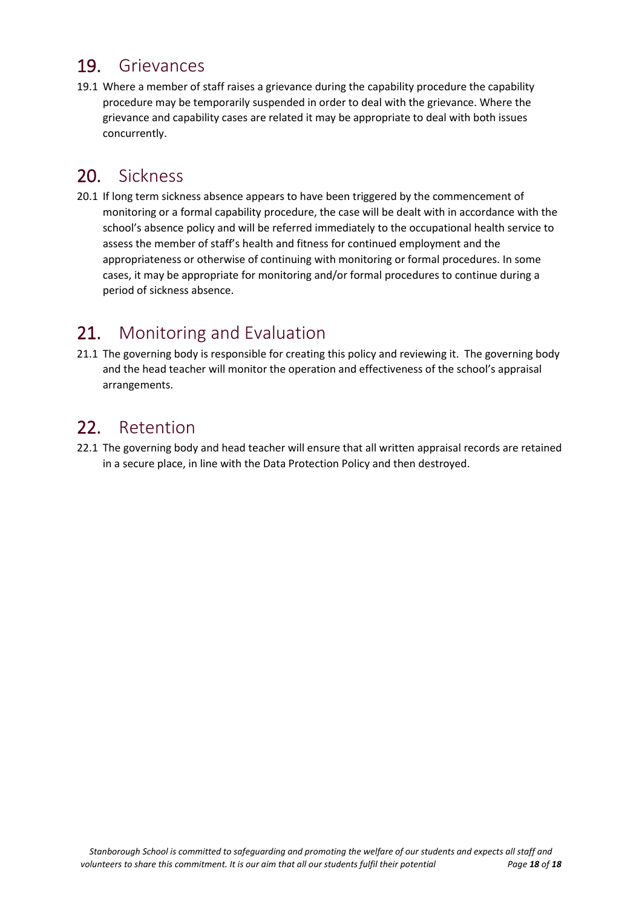## 19. Grievances

19.1 Where a member of staff raises a grievance during the capability procedure the capability procedure may be temporarily suspended in order to deal with the grievance. Where the grievance and capability cases are related it may be appropriate to deal with both issues concurrently.

## 20. Sickness

20.1 If long term sickness absence appears to have been triggered by the commencement of monitoring or a formal capability procedure, the case will be dealt with in accordance with the school's absence policy and will be referred immediately to the occupational health service to assess the member of staff's health and fitness for continued employment and the appropriateness or otherwise of continuing with monitoring or formal procedures. In some cases, it may be appropriate for monitoring and/or formal procedures to continue during a period of sickness absence.

## 21. Monitoring and Evaluation

21.1 The governing body is responsible for creating this policy and reviewing it. The governing body and the head teacher will monitor the operation and effectiveness of the school's appraisal arrangements.

## 22. Retention

22.1 The governing body and head teacher will ensure that all written appraisal records are retained in a secure place, in line with the Data Protection Policy and then destroyed.